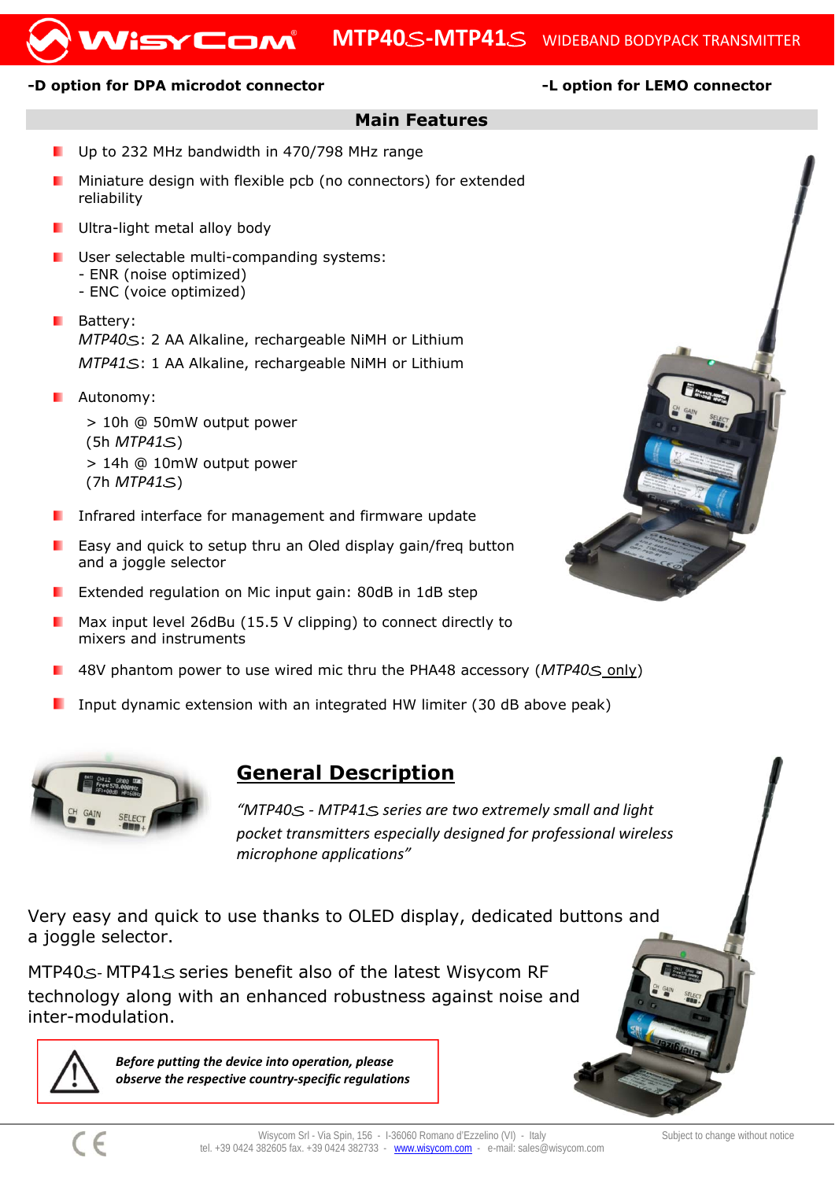# MTP40S-MTP41S WIDEBAND BODYPACK TRANSMITTER

**-D option for DPA microdot connector** **-L option for LEMO connector**

## Main Features

- Up to 232 MHz bandwidth in 470/798 MHz range
- Miniature design with flexible pcb (no connectors) for extended reliability
- Ultra-light metal alloy body
- User selectable multi-companding systems:
  - ENR (noise optimized)
  - ENC (voice optimized)
- Battery:
  *MTP40S*: 2 AA Alkaline, rechargeable NiMH or Lithium
  *MTP41S*: 1 AA Alkaline, rechargeable NiMH or Lithium
- Autonomy:
  > 10h @ 50mW output power (5h *MTP41S*)
  > 14h @ 10mW output power (7h *MTP41S*)
- Infrared interface for management and firmware update
- Easy and quick to setup thru an Oled display gain/freq button and a joggle selector
- Extended regulation on Mic input gain: 80dB in 1dB step
- Max input level 26dBu (15.5 V clipping) to connect directly to mixers and instruments
- 48V phantom power to use wired mic thru the PHA48 accessory (*MTP40S* only)
- Input dynamic extension with an integrated HW limiter (30 dB above peak)

## General Description

*"MTP40S - MTP41S series are two extremely small and light pocket transmitters especially designed for professional wireless microphone applications"*

Very easy and quick to use thanks to OLED display, dedicated buttons and a joggle selector.

MTP40S- MTP41S series benefit also of the latest Wisycom RF technology along with an enhanced robustness against noise and inter-modulation.

***Before putting the device into operation, please observe the respective country-specific regulations***

Wisycom Srl - Via Spin, 156 - I-36060 Romano d'Ezzelino (VI) - Italy
tel. +39 0424 382605 fax. +39 0424 382733 - www.wisycom.com - e-mail: sales@wisycom.com

Subject to change without notice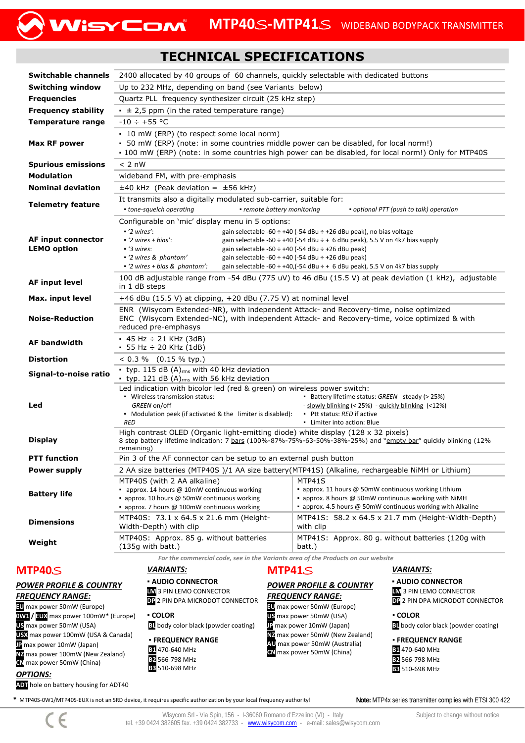# TECHNICAL SPECIFICATIONS

| | |
|---|---|
| **Switchable channels** | 2400 allocated by 40 groups of 60 channels, quickly selectable with dedicated buttons |
| **Switching window** | Up to 232 MHz, depending on band (see Variants below) |
| **Frequencies** | Quartz PLL frequency synthesizer circuit (25 kHz step) |
| **Frequency stability** | ▪ ± 2,5 ppm (in the rated temperature range) |
| **Temperature range** | -10 ÷ +55 °C |
| **Max RF power** | ▪ 10 mW (ERP) (to respect some local norm)<br>▪ 50 mW (ERP) (note: in some countries middle power can be disabled, for local norm!)<br>▪ 100 mW (ERP) (note: in some countries high power can be disabled, for local norm!) Only for MTP40S |
| **Spurious emissions** | < 2 nW |
| **Modulation** | wideband FM, with pre-emphasis |
| **Nominal deviation** | ±40 kHz (Peak deviation = ±56 kHz) |
| **Telemetry feature** | It transmits also a digitally modulated sub-carrier, suitable for:<br>▪ *tone-squelch operating* ▪ *remote battery monitoring* ▪ *optional PTT (push to talk) operation* |
| **AF input connector LEMO option** | Configurable on 'mic' display menu in 5 options:<br>▪ *'2 wires'*: gain selectable -60 ÷ +40 (-54 dBu ÷ +26 dBu peak), no bias voltage<br>▪ *'2 wires + bias'*: gain selectable -60 ÷ +40 (-54 dBu ÷ + 6 dBu peak), 5.5 V on 4k7 bias supply<br>▪ *'3 wires*: gain selectable -60 ÷ +40 (-54 dBu ÷ +26 dBu peak)<br>▪ *'2 wires & phantom'*: gain selectable -60 ÷ +40 (-54 dBu ÷ +26 dBu peak)<br>▪ *'2 wires + bias & phantom'*: gain selectable -60 ÷ +40,(-54 dBu ÷ + 6 dBu peak), 5.5 V on 4k7 bias supply |
| **AF input level** | 100 dB adjustable range from -54 dBu (775 uV) to 46 dBu (15.5 V) at peak deviation (1 kHz), adjustable in 1 dB steps |
| **Max. input level** | +46 dBu (15.5 V) at clipping, +20 dBu (7.75 V) at nominal level |
| **Noise-Reduction** | ENR (Wisycom Extended-NR), with independent Attack- and Recovery-time, noise optimized<br>ENC (Wisycom Extended-NC), with independent Attack- and Recovery-time, voice optimized & with reduced pre-emphasys |
| **AF bandwidth** | ▪ 45 Hz ÷ 21 KHz (3dB)<br>▪ 55 Hz ÷ 20 KHz (1dB) |
| **Distortion** | < 0.3 % (0.15 % typ.) |
| **Signal-to-noise ratio** | ▪ typ. 115 dB $(A)_{rms}$ with 40 kHz deviation<br>▪ typ. 121 dB $(A)_{rms}$ with 56 kHz deviation |
| **Led** | Led indication with bicolor led (red & green) on wireless power switch:<br>▪ Wireless transmission status: GREEN on/off<br>▪ Modulation peek (if activated & the limiter is disabled): RED<br>▪ Battery lifetime status: GREEN - steady (> 25%) - slowly blinking (< 25%) - quickly blinking (<12%)<br>▪ Ptt status: RED if active<br>▪ Limiter into action: Blue |
| **Display** | High contrast OLED (Organic light-emitting diode) white display (128 x 32 pixels)<br>8 step battery lifetime indication: 7 bars (100%-87%-75%-63-50%-38%-25%) and "empty bar" quickly blinking (12% remaining) |
| **PTT function** | Pin 3 of the AF connector can be setup to an external push button |
| **Power supply** | 2 AA size batteries (MTP40S )/1 AA size battery(MTP41S) (Alkaline, rechargeable NiMH or Lithium) |
| **Battery life** | MTP40S (with 2 AA alkaline)<br>▪ approx. 14 hours @ 10mW continuous working<br>▪ approx. 10 hours @ 50mW continuous working<br>▪ approx. 7 hours @ 100mW continuous working<br><br>MTP41S<br>▪ approx. 11 hours @ 50mW continuous working Lithium<br>▪ approx. 8 hours @ 50mW continuous working with NiMH<br>▪ approx. 4.5 hours @ 50mW continuous working with Alkaline |
| **Dimensions** | MTP40S: 73.1 x 64.5 x 21.6 mm (Height-Width-Depth) with clip<br>MTP41S: 58.2 x 64.5 x 21.7 mm (Height-Width-Depth) with clip |
| **Weight** | MTP40S: Approx. 85 g. without batteries (135g with batt.)<br>MTP41S: Approx. 80 g. without batteries (120g with batt.) |

*For the commercial code, see in the Variants area of the Products on our website*

## MTP40S

***POWER PROFILE & COUNTRY FREQUENCY RANGE:***

- **EU** max power 50mW (Europe)
- **0W1** / **EUX** max power 100mW* (Europe)
- **US** max power 50mW (USA)
- **USX** max power 100mW (USA & Canada)
- **JP** max power 10mW (Japan)
- **NZ** max power 100mW (New Zealand)
- **CN** max power 50mW (China)

***OPTIONS:***

- **ADT** hole on battery housing for ADT40

***VARIANTS:***

**▪ AUDIO CONNECTOR**
- **LM** 3 PIN LEMO CONNECTOR
- **DP** 2 PIN DPA MICRODOT CONNECTOR

**▪ COLOR**
- **BL** body color black (powder coating)

**▪ FREQUENCY RANGE**
- **B1** 470-640 MHz
- **B2** 566-798 MHz
- **B3** 510-698 MHz

## MTP41S

***POWER PROFILE & COUNTRY FREQUENCY RANGE:***

- **EU** max power 50mW (Europe)
- **US** max power 50mW (USA)
- **JP** max power 10mW (Japan)
- **NZ** max power 50mW (New Zealand)
- **AU** max power 50mW (Australia)
- **CN** max power 50mW (China)

***VARIANTS:***

**▪ AUDIO CONNECTOR**
- **LM** 3 PIN LEMO CONNECTOR
- **DP** 2 PIN DPA MICRODOT CONNECTOR

**▪ COLOR**
- **BL** body color black (powder coating)

**▪ FREQUENCY RANGE**
- **B1** 470-640 MHz
- **B2** 566-798 MHz
- **B3** 510-698 MHz

\* MTP40S-0W1/MTP40S-EUX is not an SRD device, it requires specific authorization by your local frequency authority!

**Note:** MTP4x series transmitter complies with ETSI 300 422

Wisycom Srl - Via Spin, 156 - I-36060 Romano d'Ezzelino (VI) - Italy
tel. +39 0424 382605 fax. +39 0424 382733 - www.wisycom.com - e-mail: sales@wisycom.com

Subject to change without notice